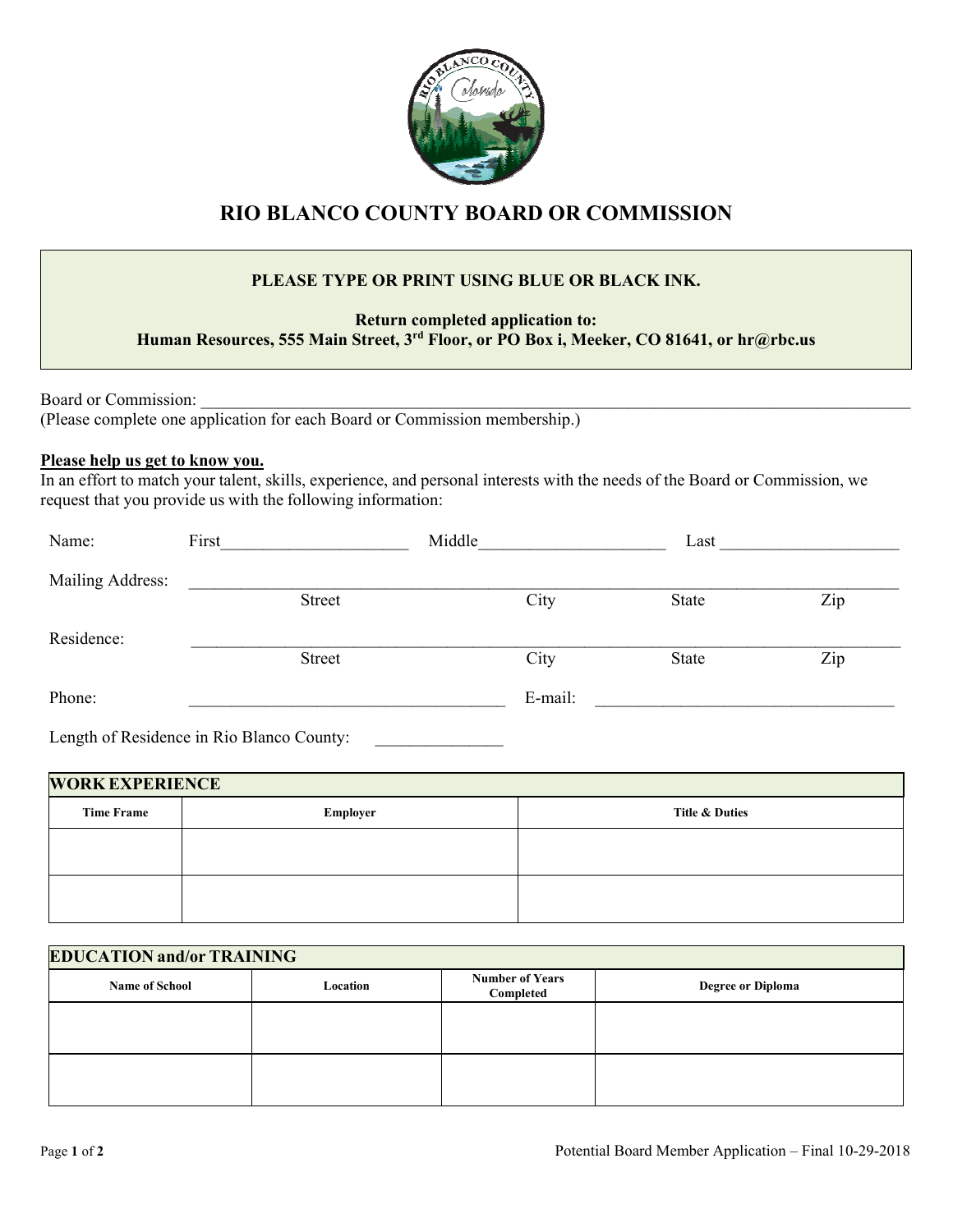# RIO BLANCO COUNTY BOARD OR COMMISSION

**PLEASE TYPE OR PRINT USING BLUE OR BLACK INK.**

**Return completed application to:**
**Human Resources, 555 Main Street, 3rd Floor, or PO Box i, Meeker, CO 81641, or hr@rbc.us**

Board or Commission: ______________________________________________________________________
(Please complete one application for each Board or Commission membership.)

**Please help us get to know you.**
In an effort to match your talent, skills, experience, and personal interests with the needs of the Board or Commission, we request that you provide us with the following information:

Name: First_____________________ Middle_____________________ Last ____________________

Mailing Address: ______________________________________________________________________
Street City State Zip

Residence: ______________________________________________________________________
Street City State Zip

Phone: ____________________________________ E-mail: __________________________________

Length of Residence in Rio Blanco County: _______________

## WORK EXPERIENCE

| Time Frame | Employer | Title & Duties |
|---|---|---|
| | | |
| | | |

## EDUCATION and/or TRAINING

| Name of School | Location | Number of Years Completed | Degree or Diploma |
|---|---|---|---|
| | | | |
| | | | |

Potential Board Member Application – Final 10-29-2018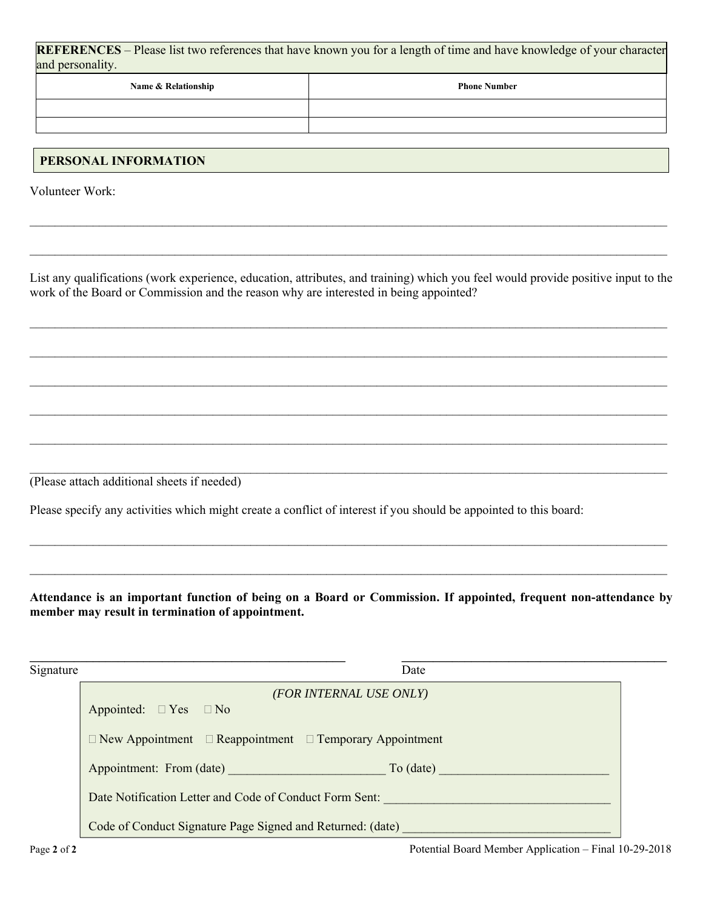**REFERENCES** – Please list two references that have known you for a length of time and have knowledge of your character and personality.

| Name & Relationship | Phone Number |
|---|---|
| | |
| | |

## PERSONAL INFORMATION

Volunteer Work:

_______________________________________________________________________________

_______________________________________________________________________________

List any qualifications (work experience, education, attributes, and training) which you feel would provide positive input to the work of the Board or Commission and the reason why are interested in being appointed?

_______________________________________________________________________________

_______________________________________________________________________________

_______________________________________________________________________________

_______________________________________________________________________________

_______________________________________________________________________________

_______________________________________________________________________________

(Please attach additional sheets if needed)

Please specify any activities which might create a conflict of interest if you should be appointed to this board:

_______________________________________________________________________________

_______________________________________________________________________________

**Attendance is an important function of being on a Board or Commission. If appointed, frequent non-attendance by member may result in termination of appointment.**

_______________________________________ _______________________________

Signature Date

*(FOR INTERNAL USE ONLY)*

Appointed: ☐ Yes ☐ No

☐ New Appointment ☐ Reappointment ☐ Temporary Appointment

Appointment: From (date) ________________________ To (date) __________________________

Date Notification Letter and Code of Conduct Form Sent: ___________________________________

Code of Conduct Signature Page Signed and Returned: (date) ________________________________

Potential Board Member Application – Final 10-29-2018